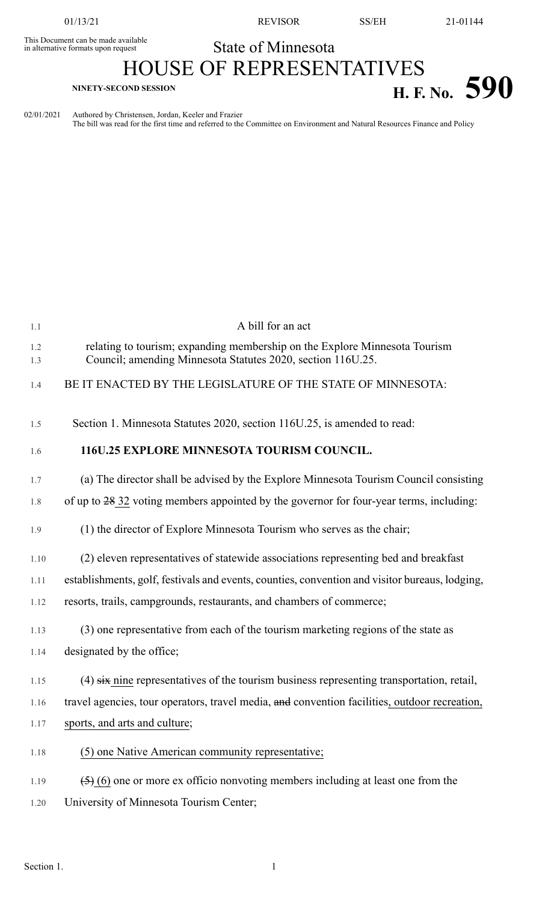01/13/21 REVISOR SS/EH 21-01144

This Document can be made available in alternative formats upon request

# State of Minnesota
# HOUSE OF REPRESENTATIVES

**NINETY-SECOND SESSION** **H. F. No. 590**

02/01/2021 Authored by Christensen, Jordan, Keeler and Frazier
The bill was read for the first time and referred to the Committee on Environment and Natural Resources Finance and Policy

1.1 A bill for an act

1.2 relating to tourism; expanding membership on the Explore Minnesota Tourism
1.3 Council; amending Minnesota Statutes 2020, section 116U.25.

1.4 BE IT ENACTED BY THE LEGISLATURE OF THE STATE OF MINNESOTA:

1.5 Section 1. Minnesota Statutes 2020, section 116U.25, is amended to read:

1.6 **116U.25 EXPLORE MINNESOTA TOURISM COUNCIL.**

1.7 (a) The director shall be advised by the Explore Minnesota Tourism Council consisting
1.8 of up to ~~28~~ 32 voting members appointed by the governor for four-year terms, including:

1.9 (1) the director of Explore Minnesota Tourism who serves as the chair;

1.10 (2) eleven representatives of statewide associations representing bed and breakfast
1.11 establishments, golf, festivals and events, counties, convention and visitor bureaus, lodging,
1.12 resorts, trails, campgrounds, restaurants, and chambers of commerce;

1.13 (3) one representative from each of the tourism marketing regions of the state as
1.14 designated by the office;

1.15 (4) ~~six~~ nine representatives of the tourism business representing transportation, retail,
1.16 travel agencies, tour operators, travel media, ~~and~~ convention facilities, outdoor recreation,
1.17 sports, and arts and culture;

1.18 (5) one Native American community representative;

1.19 ~~(5)~~ (6) one or more ex officio nonvoting members including at least one from the
1.20 University of Minnesota Tourism Center;

Section 1.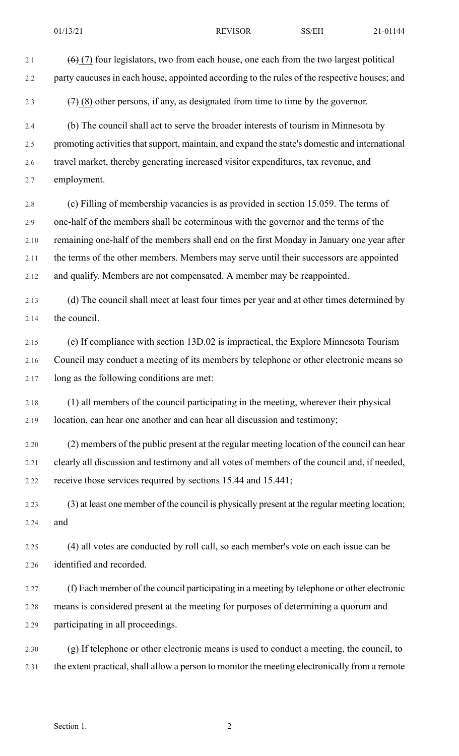~~(6)~~ (7) four legislators, two from each house, one each from the two largest political party caucuses in each house, appointed according to the rules of the respective houses; and

~~(7)~~ (8) other persons, if any, as designated from time to time by the governor.

(b) The council shall act to serve the broader interests of tourism in Minnesota by promoting activities that support, maintain, and expand the state's domestic and international travel market, thereby generating increased visitor expenditures, tax revenue, and employment.

(c) Filling of membership vacancies is as provided in section 15.059. The terms of one-half of the members shall be coterminous with the governor and the terms of the remaining one-half of the members shall end on the first Monday in January one year after the terms of the other members. Members may serve until their successors are appointed and qualify. Members are not compensated. A member may be reappointed.

(d) The council shall meet at least four times per year and at other times determined by the council.

(e) If compliance with section 13D.02 is impractical, the Explore Minnesota Tourism Council may conduct a meeting of its members by telephone or other electronic means so long as the following conditions are met:

(1) all members of the council participating in the meeting, wherever their physical location, can hear one another and can hear all discussion and testimony;

(2) members of the public present at the regular meeting location of the council can hear clearly all discussion and testimony and all votes of members of the council and, if needed, receive those services required by sections 15.44 and 15.441;

(3) at least one member of the council is physically present at the regular meeting location; and

(4) all votes are conducted by roll call, so each member's vote on each issue can be identified and recorded.

(f) Each member of the council participating in a meeting by telephone or other electronic means is considered present at the meeting for purposes of determining a quorum and participating in all proceedings.

(g) If telephone or other electronic means is used to conduct a meeting, the council, to the extent practical, shall allow a person to monitor the meeting electronically from a remote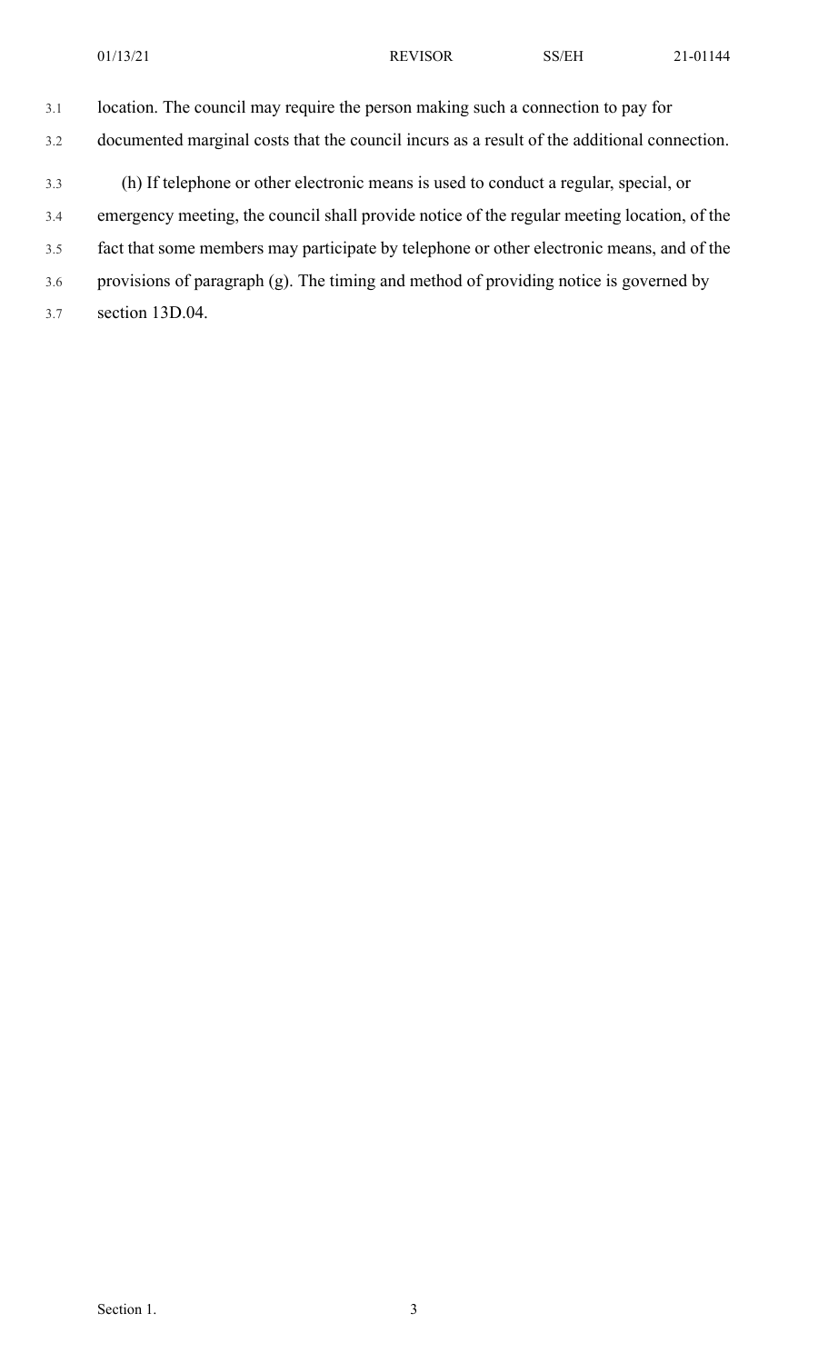location. The council may require the person making such a connection to pay for documented marginal costs that the council incurs as a result of the additional connection.

(h) If telephone or other electronic means is used to conduct a regular, special, or emergency meeting, the council shall provide notice of the regular meeting location, of the fact that some members may participate by telephone or other electronic means, and of the provisions of paragraph (g). The timing and method of providing notice is governed by section 13D.04.